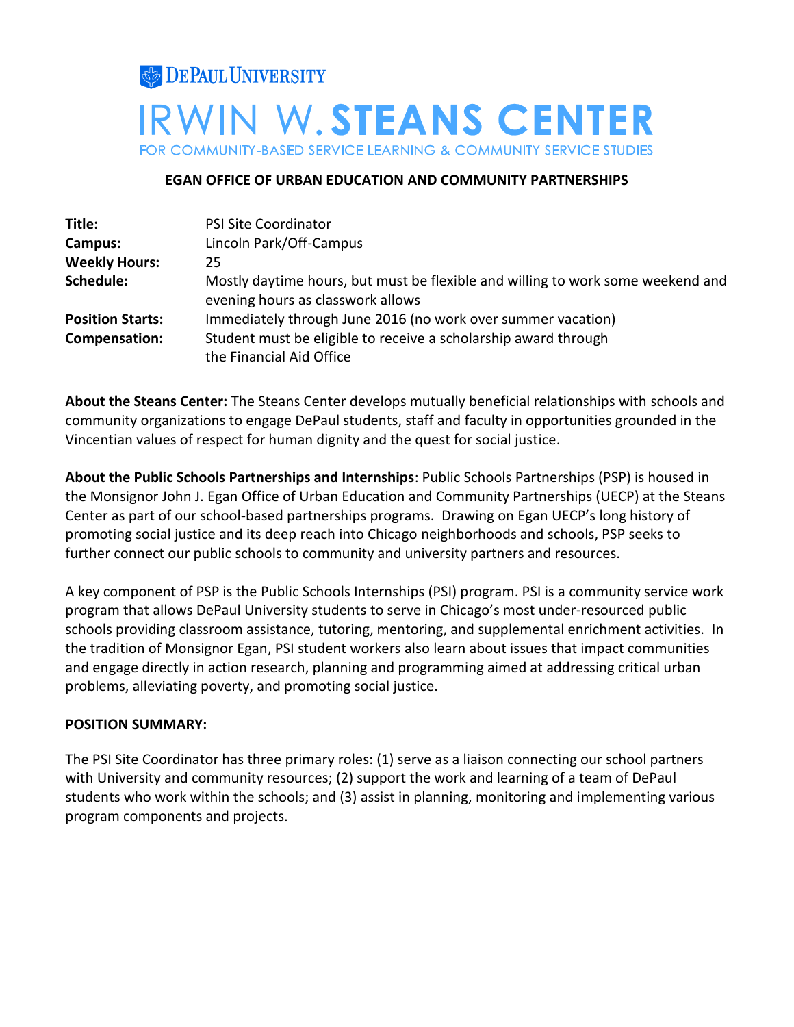DEPAUL UNIVERSITY

# IRWIN W. STEANS CENTER

FOR COMMUNITY-BASED SERVICE LEARNING & COMMUNITY SERVICE STUDIES

## EGAN OFFICE OF URBAN EDUCATION AND COMMUNITY PARTNERSHIPS

| | |
|---|---|
| **Title:** | PSI Site Coordinator |
| **Campus:** | Lincoln Park/Off-Campus |
| **Weekly Hours:** | 25 |
| **Schedule:** | Mostly daytime hours, but must be flexible and willing to work some weekend and evening hours as classwork allows |
| **Position Starts:** | Immediately through June 2016 (no work over summer vacation) |
| **Compensation:** | Student must be eligible to receive a scholarship award through the Financial Aid Office |

**About the Steans Center:** The Steans Center develops mutually beneficial relationships with schools and community organizations to engage DePaul students, staff and faculty in opportunities grounded in the Vincentian values of respect for human dignity and the quest for social justice.

**About the Public Schools Partnerships and Internships**: Public Schools Partnerships (PSP) is housed in the Monsignor John J. Egan Office of Urban Education and Community Partnerships (UECP) at the Steans Center as part of our school-based partnerships programs. Drawing on Egan UECP's long history of promoting social justice and its deep reach into Chicago neighborhoods and schools, PSP seeks to further connect our public schools to community and university partners and resources.

A key component of PSP is the Public Schools Internships (PSI) program. PSI is a community service work program that allows DePaul University students to serve in Chicago's most under-resourced public schools providing classroom assistance, tutoring, mentoring, and supplemental enrichment activities. In the tradition of Monsignor Egan, PSI student workers also learn about issues that impact communities and engage directly in action research, planning and programming aimed at addressing critical urban problems, alleviating poverty, and promoting social justice.

**POSITION SUMMARY:**

The PSI Site Coordinator has three primary roles: (1) serve as a liaison connecting our school partners with University and community resources; (2) support the work and learning of a team of DePaul students who work within the schools; and (3) assist in planning, monitoring and implementing various program components and projects.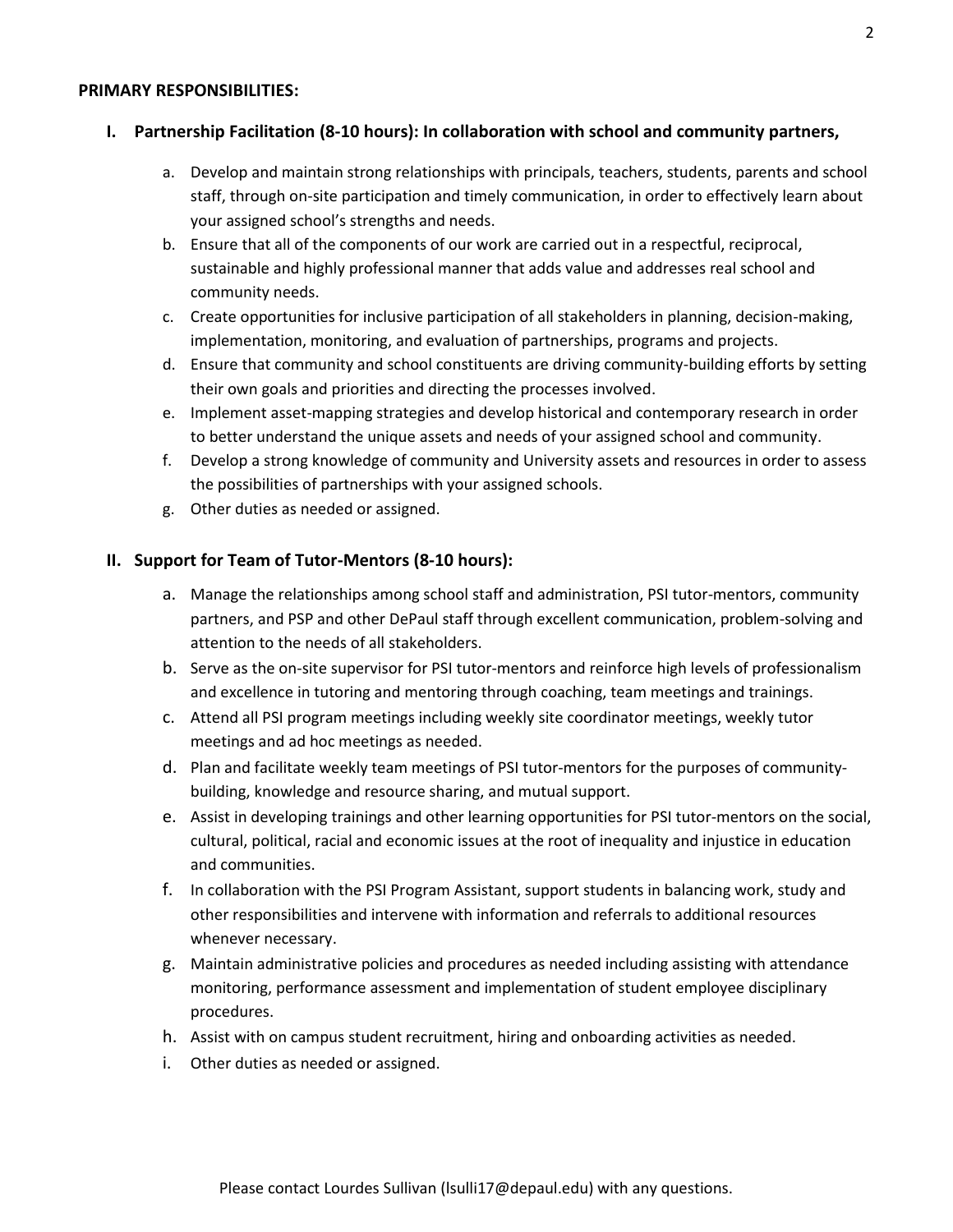**PRIMARY RESPONSIBILITIES:**

**I. Partnership Facilitation (8-10 hours): In collaboration with school and community partners,**

a. Develop and maintain strong relationships with principals, teachers, students, parents and school staff, through on-site participation and timely communication, in order to effectively learn about your assigned school's strengths and needs.
b. Ensure that all of the components of our work are carried out in a respectful, reciprocal, sustainable and highly professional manner that adds value and addresses real school and community needs.
c. Create opportunities for inclusive participation of all stakeholders in planning, decision-making, implementation, monitoring, and evaluation of partnerships, programs and projects.
d. Ensure that community and school constituents are driving community-building efforts by setting their own goals and priorities and directing the processes involved.
e. Implement asset-mapping strategies and develop historical and contemporary research in order to better understand the unique assets and needs of your assigned school and community.
f. Develop a strong knowledge of community and University assets and resources in order to assess the possibilities of partnerships with your assigned schools.
g. Other duties as needed or assigned.

**II. Support for Team of Tutor-Mentors (8-10 hours):**

a. Manage the relationships among school staff and administration, PSI tutor-mentors, community partners, and PSP and other DePaul staff through excellent communication, problem-solving and attention to the needs of all stakeholders.
b. Serve as the on-site supervisor for PSI tutor-mentors and reinforce high levels of professionalism and excellence in tutoring and mentoring through coaching, team meetings and trainings.
c. Attend all PSI program meetings including weekly site coordinator meetings, weekly tutor meetings and ad hoc meetings as needed.
d. Plan and facilitate weekly team meetings of PSI tutor-mentors for the purposes of community-building, knowledge and resource sharing, and mutual support.
e. Assist in developing trainings and other learning opportunities for PSI tutor-mentors on the social, cultural, political, racial and economic issues at the root of inequality and injustice in education and communities.
f. In collaboration with the PSI Program Assistant, support students in balancing work, study and other responsibilities and intervene with information and referrals to additional resources whenever necessary.
g. Maintain administrative policies and procedures as needed including assisting with attendance monitoring, performance assessment and implementation of student employee disciplinary procedures.
h. Assist with on campus student recruitment, hiring and onboarding activities as needed.
i. Other duties as needed or assigned.

Please contact Lourdes Sullivan (lsulli17@depaul.edu) with any questions.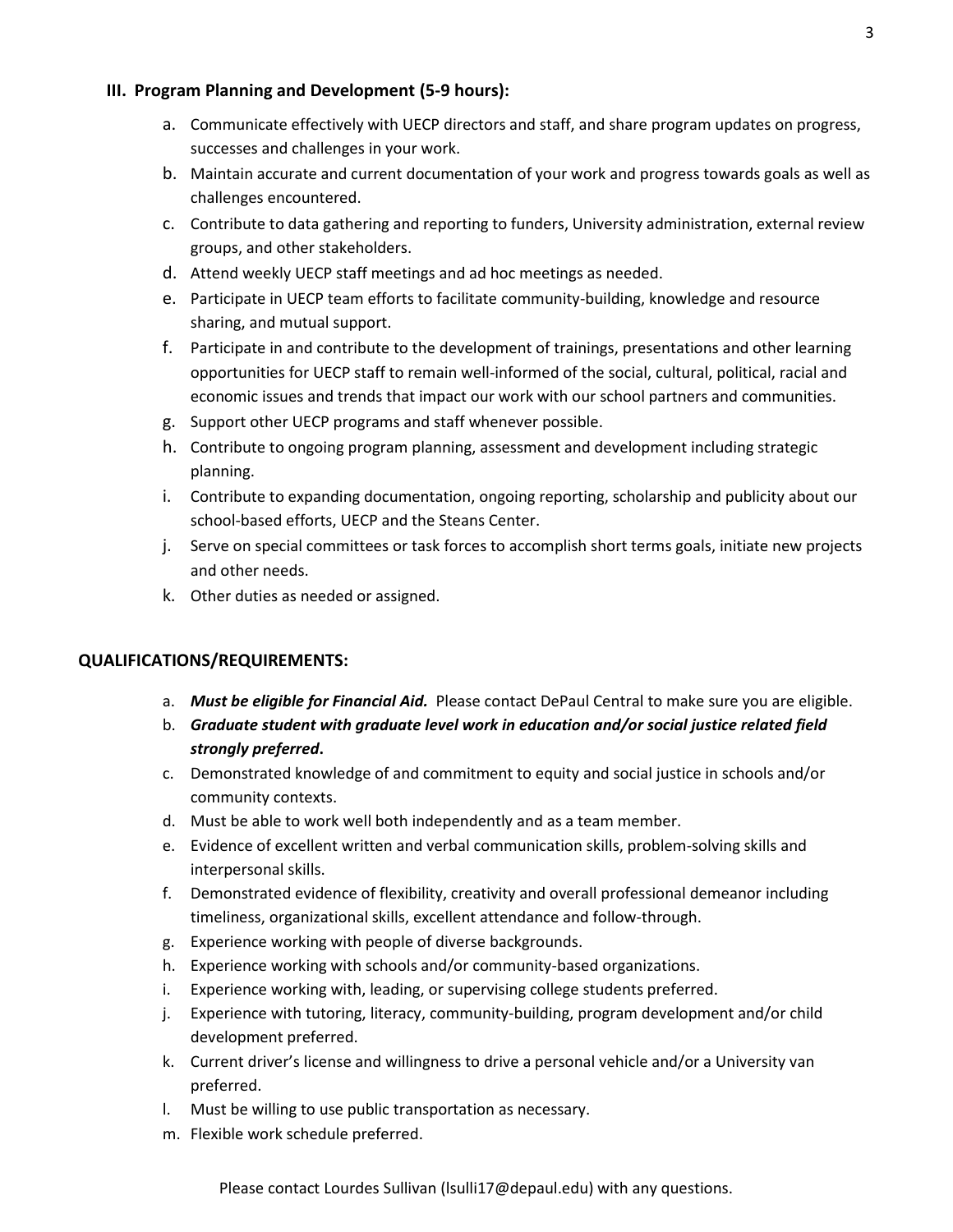### III. Program Planning and Development (5-9 hours):

a. Communicate effectively with UECP directors and staff, and share program updates on progress, successes and challenges in your work.
b. Maintain accurate and current documentation of your work and progress towards goals as well as challenges encountered.
c. Contribute to data gathering and reporting to funders, University administration, external review groups, and other stakeholders.
d. Attend weekly UECP staff meetings and ad hoc meetings as needed.
e. Participate in UECP team efforts to facilitate community-building, knowledge and resource sharing, and mutual support.
f. Participate in and contribute to the development of trainings, presentations and other learning opportunities for UECP staff to remain well-informed of the social, cultural, political, racial and economic issues and trends that impact our work with our school partners and communities.
g. Support other UECP programs and staff whenever possible.
h. Contribute to ongoing program planning, assessment and development including strategic planning.
i. Contribute to expanding documentation, ongoing reporting, scholarship and publicity about our school-based efforts, UECP and the Steans Center.
j. Serve on special committees or task forces to accomplish short terms goals, initiate new projects and other needs.
k. Other duties as needed or assigned.

## QUALIFICATIONS/REQUIREMENTS:

a. ***Must be eligible for Financial Aid.*** Please contact DePaul Central to make sure you are eligible.
b. ***Graduate student with graduate level work in education and/or social justice related field strongly preferred*.**
c. Demonstrated knowledge of and commitment to equity and social justice in schools and/or community contexts.
d. Must be able to work well both independently and as a team member.
e. Evidence of excellent written and verbal communication skills, problem-solving skills and interpersonal skills.
f. Demonstrated evidence of flexibility, creativity and overall professional demeanor including timeliness, organizational skills, excellent attendance and follow-through.
g. Experience working with people of diverse backgrounds.
h. Experience working with schools and/or community-based organizations.
i. Experience working with, leading, or supervising college students preferred.
j. Experience with tutoring, literacy, community-building, program development and/or child development preferred.
k. Current driver's license and willingness to drive a personal vehicle and/or a University van preferred.
l. Must be willing to use public transportation as necessary.
m. Flexible work schedule preferred.

Please contact Lourdes Sullivan (lsulli17@depaul.edu) with any questions.